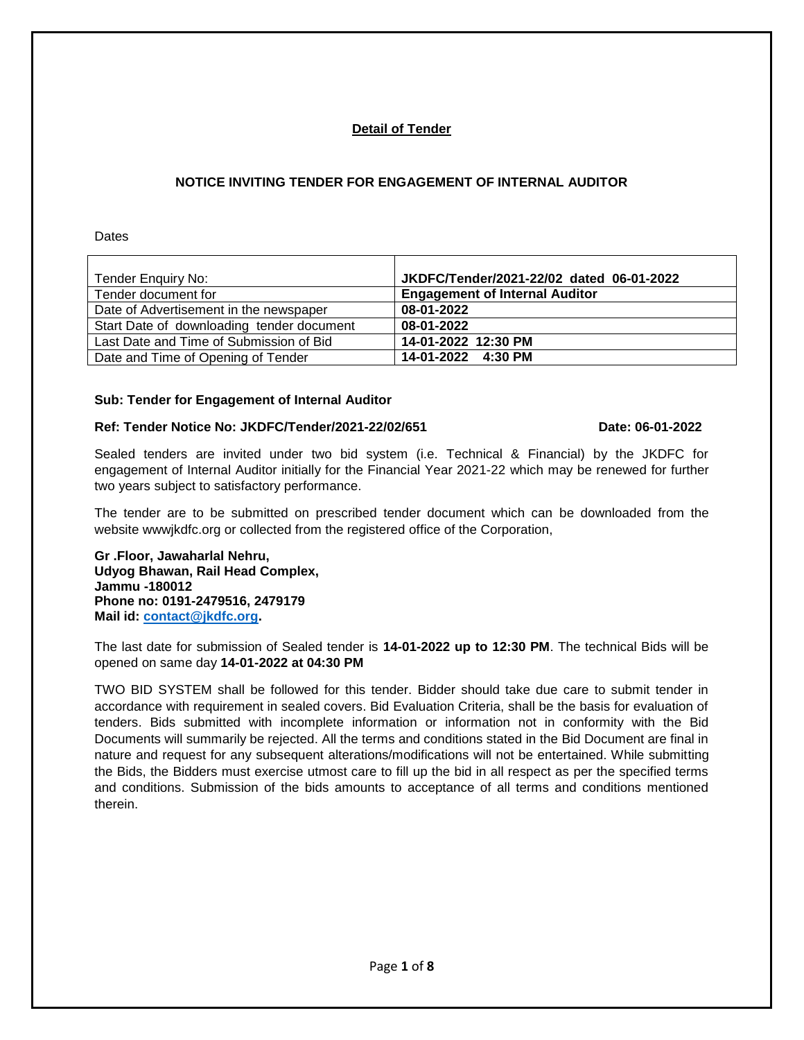## Detail of Tender

### NOTICE INVITING TENDER FOR ENGAGEMENT OF INTERNAL AUDITOR

Dates

| | |
|---|---|
| Tender Enquiry No: | **JKDFC/Tender/2021-22/02 dated 06-01-2022** |
| Tender document for | **Engagement of Internal Auditor** |
| Date of Advertisement in the newspaper | **08-01-2022** |
| Start Date of downloading tender document | **08-01-2022** |
| Last Date and Time of Submission of Bid | **14-01-2022 12:30 PM** |
| Date and Time of Opening of Tender | **14-01-2022 4:30 PM** |

**Sub: Tender for Engagement of Internal Auditor**

**Ref: Tender Notice No: JKDFC/Tender/2021-22/02/651 Date: 06-01-2022**

Sealed tenders are invited under two bid system (i.e. Technical & Financial) by the JKDFC for engagement of Internal Auditor initially for the Financial Year 2021-22 which may be renewed for further two years subject to satisfactory performance.

The tender are to be submitted on prescribed tender document which can be downloaded from the website wwwjkdfc.org or collected from the registered office of the Corporation,

**Gr .Floor, Jawaharlal Nehru,**
**Udyog Bhawan, Rail Head Complex,**
**Jammu -180012**
**Phone no: 0191-2479516, 2479179**
**Mail id: contact@jkdfc.org.**

The last date for submission of Sealed tender is **14-01-2022 up to 12:30 PM**. The technical Bids will be opened on same day **14-01-2022 at 04:30 PM**

TWO BID SYSTEM shall be followed for this tender. Bidder should take due care to submit tender in accordance with requirement in sealed covers. Bid Evaluation Criteria, shall be the basis for evaluation of tenders. Bids submitted with incomplete information or information not in conformity with the Bid Documents will summarily be rejected. All the terms and conditions stated in the Bid Document are final in nature and request for any subsequent alterations/modifications will not be entertained. While submitting the Bids, the Bidders must exercise utmost care to fill up the bid in all respect as per the specified terms and conditions. Submission of the bids amounts to acceptance of all terms and conditions mentioned therein.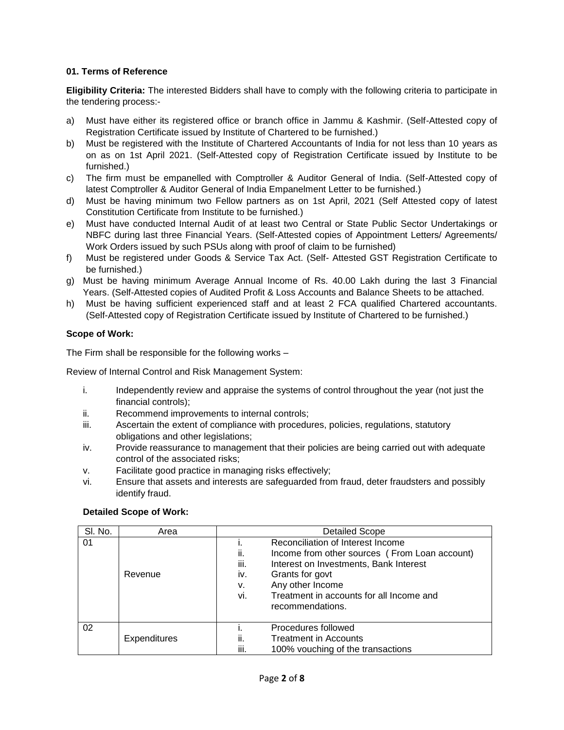### 01. Terms of Reference

**Eligibility Criteria:** The interested Bidders shall have to comply with the following criteria to participate in the tendering process:-

a) Must have either its registered office or branch office in Jammu & Kashmir. (Self-Attested copy of Registration Certificate issued by Institute of Chartered to be furnished.)
b) Must be registered with the Institute of Chartered Accountants of India for not less than 10 years as on as on 1st April 2021. (Self-Attested copy of Registration Certificate issued by Institute to be furnished.)
c) The firm must be empanelled with Comptroller & Auditor General of India. (Self-Attested copy of latest Comptroller & Auditor General of India Empanelment Letter to be furnished.)
d) Must be having minimum two Fellow partners as on 1st April, 2021 (Self Attested copy of latest Constitution Certificate from Institute to be furnished.)
e) Must have conducted Internal Audit of at least two Central or State Public Sector Undertakings or NBFC during last three Financial Years. (Self-Attested copies of Appointment Letters/ Agreements/ Work Orders issued by such PSUs along with proof of claim to be furnished)
f) Must be registered under Goods & Service Tax Act. (Self- Attested GST Registration Certificate to be furnished.)
g) Must be having minimum Average Annual Income of Rs. 40.00 Lakh during the last 3 Financial Years. (Self-Attested copies of Audited Profit & Loss Accounts and Balance Sheets to be attached.
h) Must be having sufficient experienced staff and at least 2 FCA qualified Chartered accountants. (Self-Attested copy of Registration Certificate issued by Institute of Chartered to be furnished.)

**Scope of Work:**

The Firm shall be responsible for the following works –

Review of Internal Control and Risk Management System:

i. Independently review and appraise the systems of control throughout the year (not just the financial controls);
ii. Recommend improvements to internal controls;
iii. Ascertain the extent of compliance with procedures, policies, regulations, statutory obligations and other legislations;
iv. Provide reassurance to management that their policies are being carried out with adequate control of the associated risks;
v. Facilitate good practice in managing risks effectively;
vi. Ensure that assets and interests are safeguarded from fraud, deter fraudsters and possibly identify fraud.

**Detailed Scope of Work:**

| Sl. No. | Area | Detailed Scope |
|---|---|---|
| 01 | Revenue | i. Reconciliation of Interest Income<br>ii. Income from other sources ( From Loan account)<br>iii. Interest on Investments, Bank Interest<br>iv. Grants for govt<br>v. Any other Income<br>vi. Treatment in accounts for all Income and recommendations. |
| 02 | Expenditures | i. Procedures followed<br>ii. Treatment in Accounts<br>iii. 100% vouching of the transactions |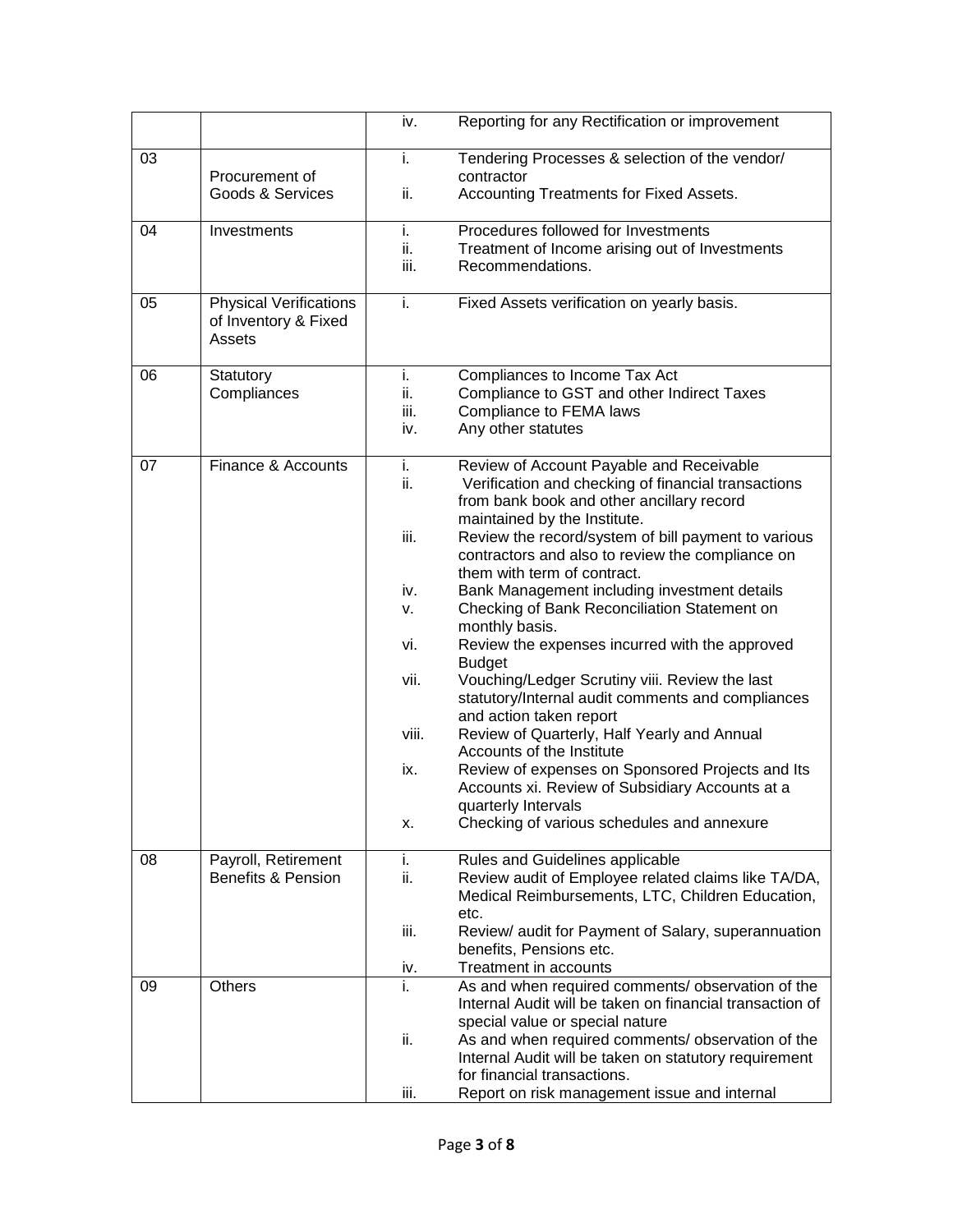| | | | |
|---|---|---|---|
| | | iv. | Reporting for any Rectification or improvement |
| 03 | Procurement of Goods & Services | i.<br>ii. | Tendering Processes & selection of the vendor/ contractor<br>Accounting Treatments for Fixed Assets. |
| 04 | Investments | i.<br>ii.<br>iii. | Procedures followed for Investments<br>Treatment of Income arising out of Investments<br>Recommendations. |
| 05 | Physical Verifications of Inventory & Fixed Assets | i. | Fixed Assets verification on yearly basis. |
| 06 | Statutory Compliances | i.<br>ii.<br>iii.<br>iv. | Compliances to Income Tax Act<br>Compliance to GST and other Indirect Taxes<br>Compliance to FEMA laws<br>Any other statutes |
| 07 | Finance & Accounts | i.<br>ii.<br><br><br>iii.<br><br><br>iv.<br>v.<br><br>vi.<br><br>vii.<br><br><br>viii.<br><br>ix.<br><br><br>x. | Review of Account Payable and Receivable<br>Verification and checking of financial transactions from bank book and other ancillary record maintained by the Institute.<br>Review the record/system of bill payment to various contractors and also to review the compliance on them with term of contract.<br>Bank Management including investment details<br>Checking of Bank Reconciliation Statement on monthly basis.<br>Review the expenses incurred with the approved Budget<br>Vouching/Ledger Scrutiny viii. Review the last statutory/Internal audit comments and compliances and action taken report<br>Review of Quarterly, Half Yearly and Annual Accounts of the Institute<br>Review of expenses on Sponsored Projects and Its Accounts xi. Review of Subsidiary Accounts at a quarterly Intervals<br>Checking of various schedules and annexure |
| 08 | Payroll, Retirement Benefits & Pension | i.<br>ii.<br><br><br>iii.<br><br>iv. | Rules and Guidelines applicable<br>Review audit of Employee related claims like TA/DA, Medical Reimbursements, LTC, Children Education, etc.<br>Review/ audit for Payment of Salary, superannuation benefits, Pensions etc.<br>Treatment in accounts |
| 09 | Others | i.<br><br><br>ii.<br><br><br>iii. | As and when required comments/ observation of the Internal Audit will be taken on financial transaction of special value or special nature<br>As and when required comments/ observation of the Internal Audit will be taken on statutory requirement for financial transactions.<br>Report on risk management issue and internal |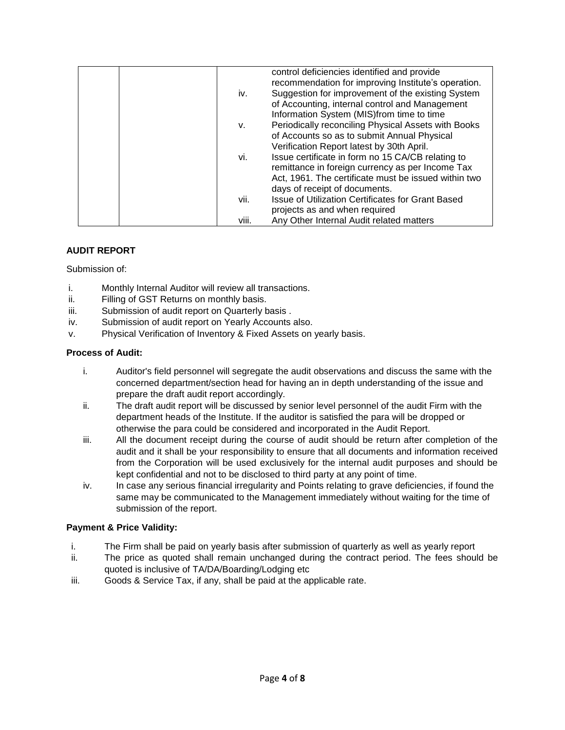| | | | |
|---|---|---|---|
| | | | control deficiencies identified and provide recommendation for improving Institute's operation. |
| | | iv. | Suggestion for improvement of the existing System of Accounting, internal control and Management Information System (MIS)from time to time |
| | | v. | Periodically reconciling Physical Assets with Books of Accounts so as to submit Annual Physical Verification Report latest by 30th April. |
| | | vi. | Issue certificate in form no 15 CA/CB relating to remittance in foreign currency as per Income Tax Act, 1961. The certificate must be issued within two days of receipt of documents. |
| | | vii. | Issue of Utilization Certificates for Grant Based projects as and when required |
| | | viii. | Any Other Internal Audit related matters |

**AUDIT REPORT**

Submission of:

i. Monthly Internal Auditor will review all transactions.
ii. Filling of GST Returns on monthly basis.
iii. Submission of audit report on Quarterly basis .
iv. Submission of audit report on Yearly Accounts also.
v. Physical Verification of Inventory & Fixed Assets on yearly basis.

**Process of Audit:**

i. Auditor's field personnel will segregate the audit observations and discuss the same with the concerned department/section head for having an in depth understanding of the issue and prepare the draft audit report accordingly.
ii. The draft audit report will be discussed by senior level personnel of the audit Firm with the department heads of the Institute. If the auditor is satisfied the para will be dropped or otherwise the para could be considered and incorporated in the Audit Report.
iii. All the document receipt during the course of audit should be return after completion of the audit and it shall be your responsibility to ensure that all documents and information received from the Corporation will be used exclusively for the internal audit purposes and should be kept confidential and not to be disclosed to third party at any point of time.
iv. In case any serious financial irregularity and Points relating to grave deficiencies, if found the same may be communicated to the Management immediately without waiting for the time of submission of the report.

**Payment & Price Validity:**

i. The Firm shall be paid on yearly basis after submission of quarterly as well as yearly report
ii. The price as quoted shall remain unchanged during the contract period. The fees should be quoted is inclusive of TA/DA/Boarding/Lodging etc
iii. Goods & Service Tax, if any, shall be paid at the applicable rate.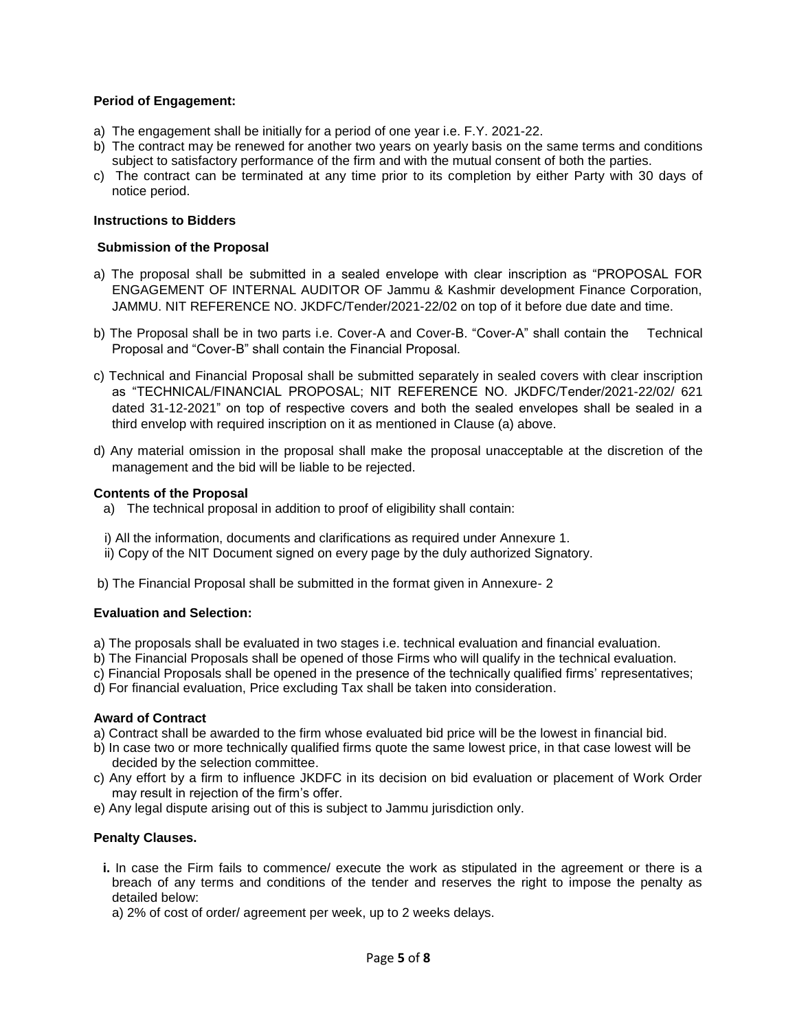**Period of Engagement:**

a) The engagement shall be initially for a period of one year i.e. F.Y. 2021-22.
b) The contract may be renewed for another two years on yearly basis on the same terms and conditions subject to satisfactory performance of the firm and with the mutual consent of both the parties.
c) The contract can be terminated at any time prior to its completion by either Party with 30 days of notice period.

**Instructions to Bidders**

**Submission of the Proposal**

a) The proposal shall be submitted in a sealed envelope with clear inscription as "PROPOSAL FOR ENGAGEMENT OF INTERNAL AUDITOR OF Jammu & Kashmir development Finance Corporation, JAMMU. NIT REFERENCE NO. JKDFC/Tender/2021-22/02 on top of it before due date and time.

b) The Proposal shall be in two parts i.e. Cover-A and Cover-B. "Cover-A" shall contain the Technical Proposal and "Cover-B" shall contain the Financial Proposal.

c) Technical and Financial Proposal shall be submitted separately in sealed covers with clear inscription as "TECHNICAL/FINANCIAL PROPOSAL; NIT REFERENCE NO. JKDFC/Tender/2021-22/02/ 621 dated 31-12-2021" on top of respective covers and both the sealed envelopes shall be sealed in a third envelop with required inscription on it as mentioned in Clause (a) above.

d) Any material omission in the proposal shall make the proposal unacceptable at the discretion of the management and the bid will be liable to be rejected.

**Contents of the Proposal**

a) The technical proposal in addition to proof of eligibility shall contain:

i) All the information, documents and clarifications as required under Annexure 1.
ii) Copy of the NIT Document signed on every page by the duly authorized Signatory.

b) The Financial Proposal shall be submitted in the format given in Annexure- 2

**Evaluation and Selection:**

a) The proposals shall be evaluated in two stages i.e. technical evaluation and financial evaluation.
b) The Financial Proposals shall be opened of those Firms who will qualify in the technical evaluation.
c) Financial Proposals shall be opened in the presence of the technically qualified firms' representatives;
d) For financial evaluation, Price excluding Tax shall be taken into consideration.

**Award of Contract**

a) Contract shall be awarded to the firm whose evaluated bid price will be the lowest in financial bid.
b) In case two or more technically qualified firms quote the same lowest price, in that case lowest will be decided by the selection committee.
c) Any effort by a firm to influence JKDFC in its decision on bid evaluation or placement of Work Order may result in rejection of the firm's offer.
e) Any legal dispute arising out of this is subject to Jammu jurisdiction only.

**Penalty Clauses.**

**i.** In case the Firm fails to commence/ execute the work as stipulated in the agreement or there is a breach of any terms and conditions of the tender and reserves the right to impose the penalty as detailed below:

a) 2% of cost of order/ agreement per week, up to 2 weeks delays.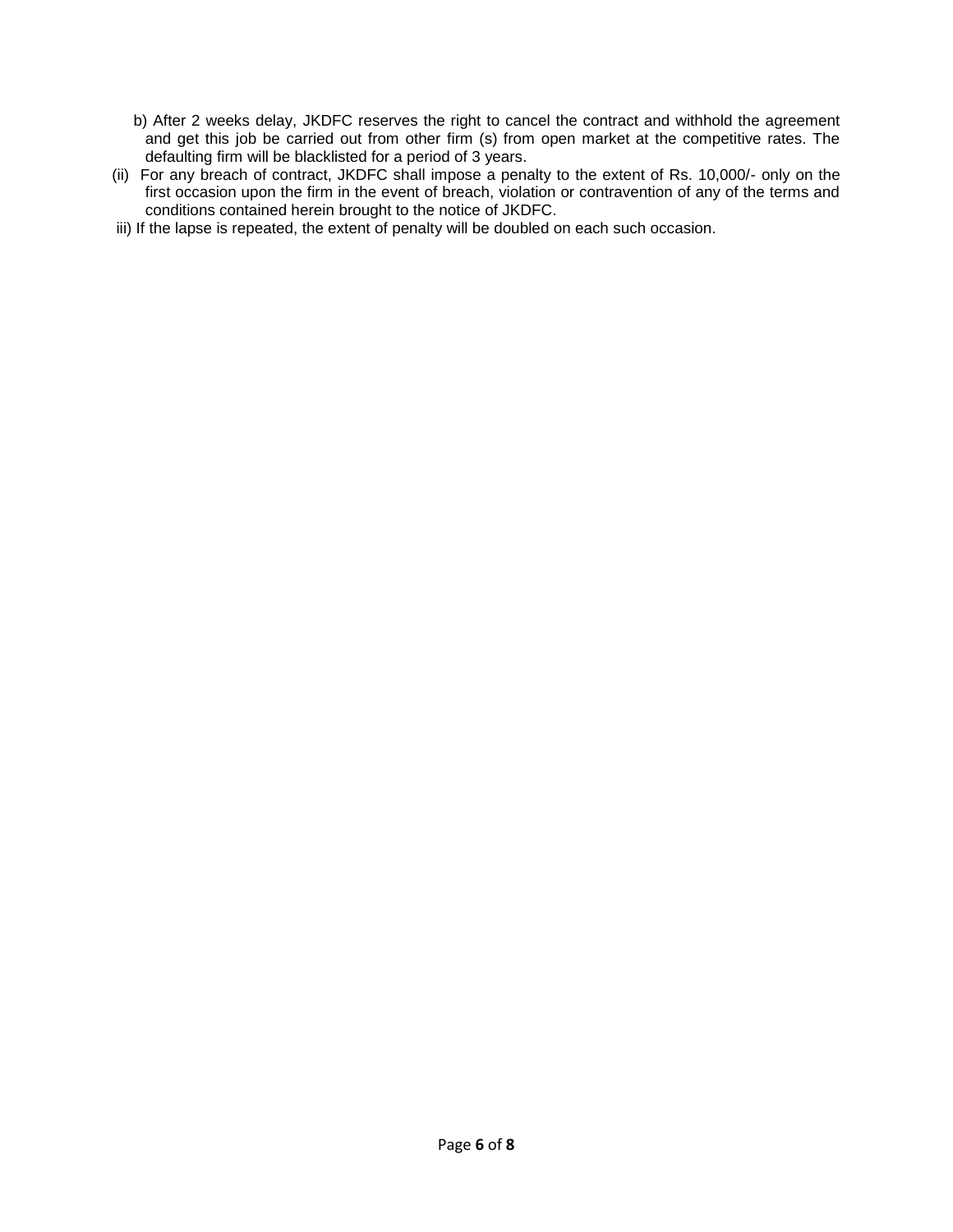b) After 2 weeks delay, JKDFC reserves the right to cancel the contract and withhold the agreement and get this job be carried out from other firm (s) from open market at the competitive rates. The defaulting firm will be blacklisted for a period of 3 years.

(ii) For any breach of contract, JKDFC shall impose a penalty to the extent of Rs. 10,000/- only on the first occasion upon the firm in the event of breach, violation or contravention of any of the terms and conditions contained herein brought to the notice of JKDFC.

iii) If the lapse is repeated, the extent of penalty will be doubled on each such occasion.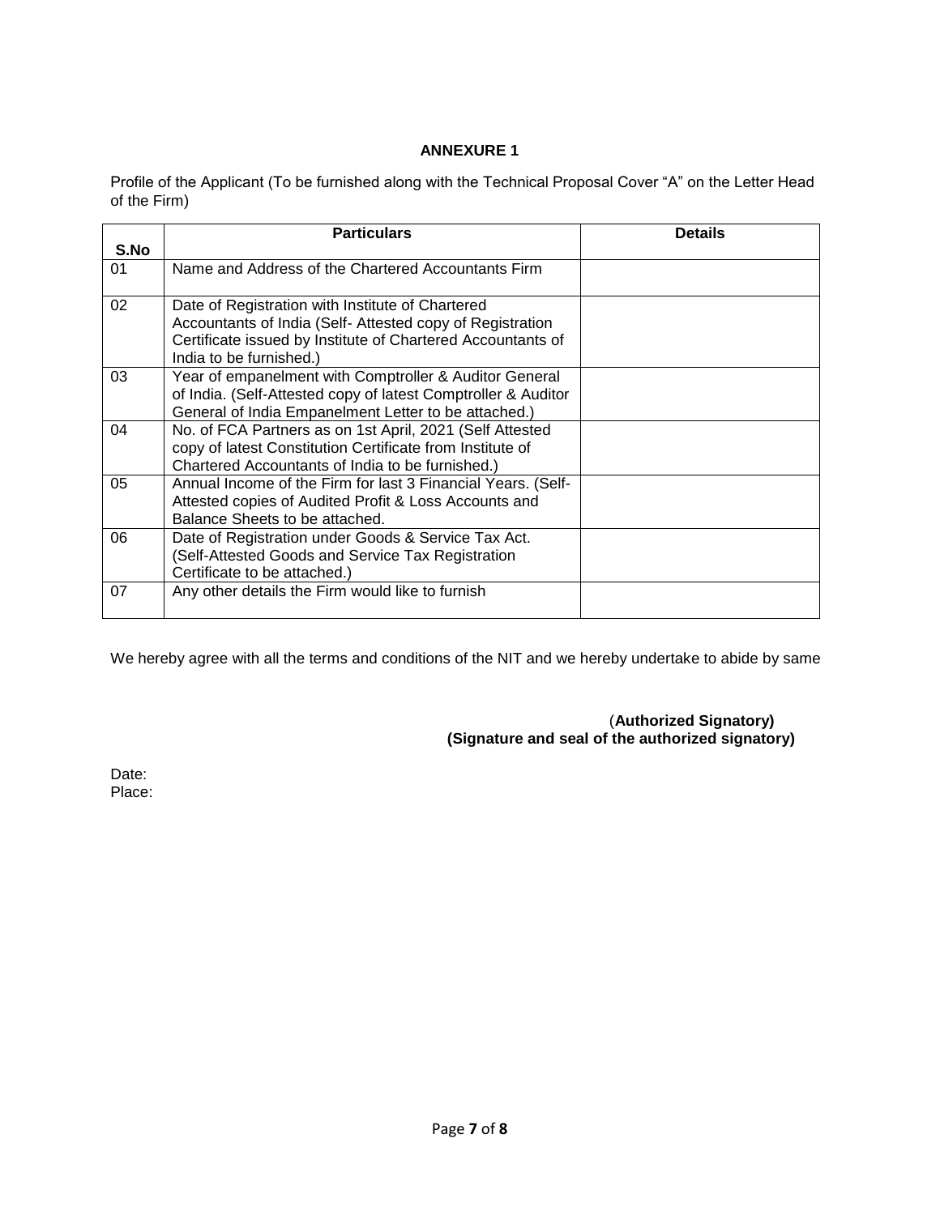# ANNEXURE 1

Profile of the Applicant (To be furnished along with the Technical Proposal Cover "A" on the Letter Head of the Firm)

| S.No | Particulars | Details |
|---|---|---|
| 01 | Name and Address of the Chartered Accountants Firm | |
| 02 | Date of Registration with Institute of Chartered Accountants of India (Self- Attested copy of Registration Certificate issued by Institute of Chartered Accountants of India to be furnished.) | |
| 03 | Year of empanelment with Comptroller & Auditor General of India. (Self-Attested copy of latest Comptroller & Auditor General of India Empanelment Letter to be attached.) | |
| 04 | No. of FCA Partners as on 1st April, 2021 (Self Attested copy of latest Constitution Certificate from Institute of Chartered Accountants of India to be furnished.) | |
| 05 | Annual Income of the Firm for last 3 Financial Years. (Self-Attested copies of Audited Profit & Loss Accounts and Balance Sheets to be attached. | |
| 06 | Date of Registration under Goods & Service Tax Act. (Self-Attested Goods and Service Tax Registration Certificate to be attached.) | |
| 07 | Any other details the Firm would like to furnish | |

We hereby agree with all the terms and conditions of the NIT and we hereby undertake to abide by same

**(Authorized Signatory)**
**(Signature and seal of the authorized signatory)**

Date:
Place: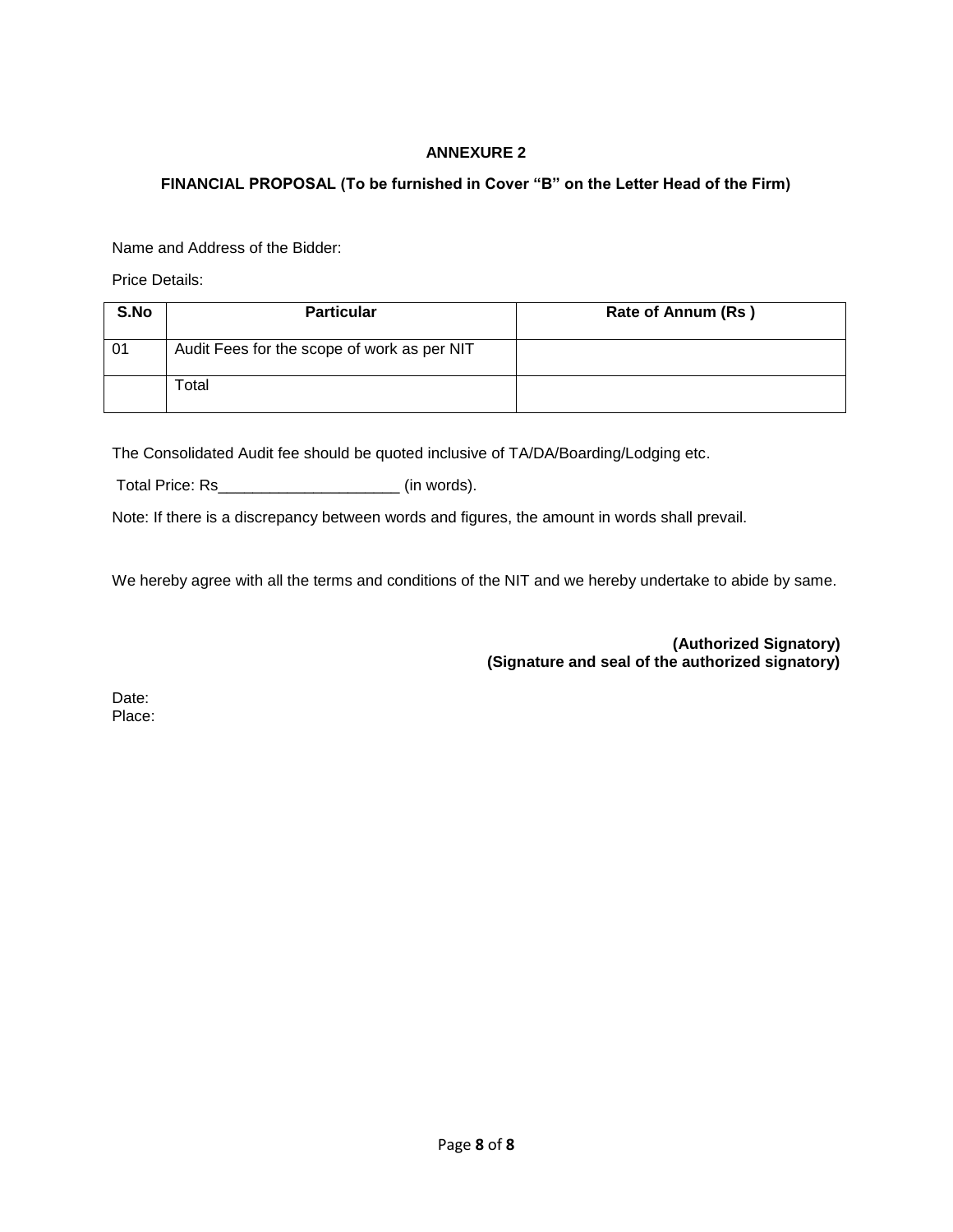## ANNEXURE 2

### FINANCIAL PROPOSAL (To be furnished in Cover "B" on the Letter Head of the Firm)

Name and Address of the Bidder:

Price Details:

| S.No | Particular | Rate of Annum (Rs ) |
|---|---|---|
| 01 | Audit Fees for the scope of work as per NIT | |
| | Total | |

The Consolidated Audit fee should be quoted inclusive of TA/DA/Boarding/Lodging etc.

Total Price: Rs_____________________ (in words).

Note: If there is a discrepancy between words and figures, the amount in words shall prevail.

We hereby agree with all the terms and conditions of the NIT and we hereby undertake to abide by same.

**(Authorized Signatory)**
**(Signature and seal of the authorized signatory)**

Date:
Place: